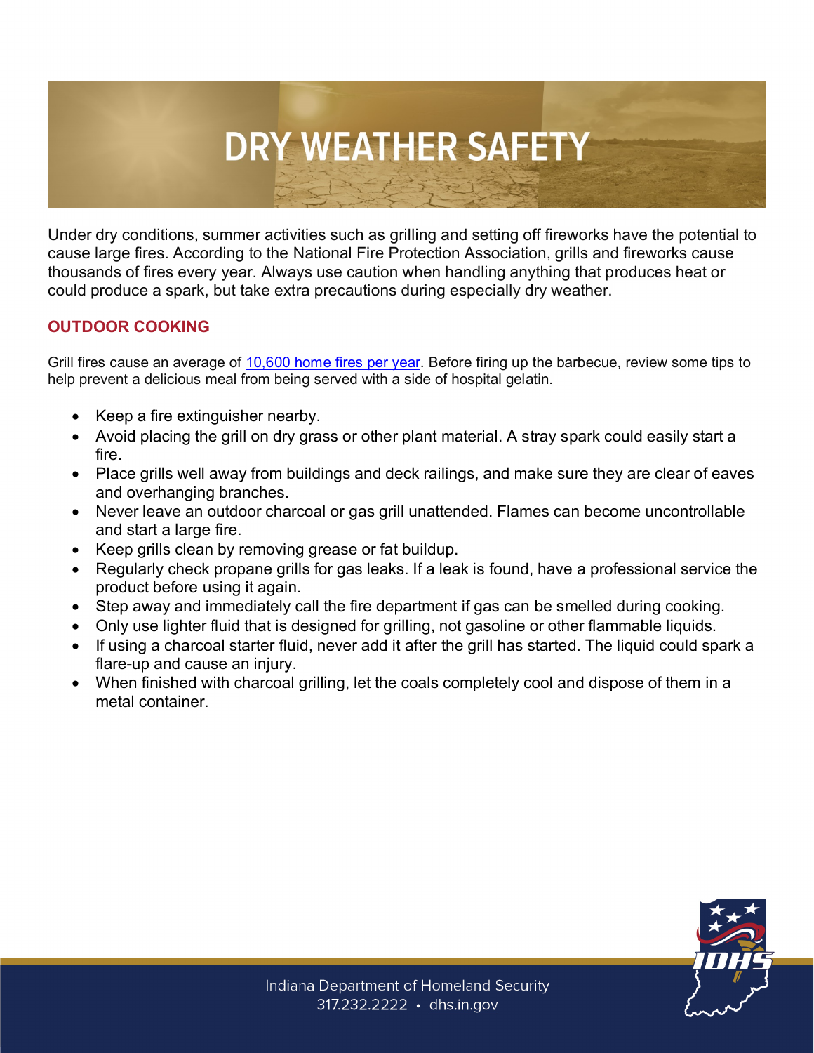# DRY WEATHER SAFETY

Under dry conditions, summer activities such as grilling and setting off fireworks have the potential to cause large fires. According to the National Fire Protection Association, grills and fireworks cause thousands of fires every year. Always use caution when handling anything that produces heat or could produce a spark, but take extra precautions during especially dry weather.

## OUTDOOR COOKING

Grill fires cause an average of 10,600 home fires per year. Before firing up the barbecue, review some tips to help prevent a delicious meal from being served with a side of hospital gelatin.

- Keep a fire extinguisher nearby.
- Avoid placing the grill on dry grass or other plant material. A stray spark could easily start a fire.
- Place grills well away from buildings and deck railings, and make sure they are clear of eaves and overhanging branches.
- Never leave an outdoor charcoal or gas grill unattended. Flames can become uncontrollable and start a large fire.
- Keep grills clean by removing grease or fat buildup.
- Regularly check propane grills for gas leaks. If a leak is found, have a professional service the product before using it again.
- Step away and immediately call the fire department if gas can be smelled during cooking.
- Only use lighter fluid that is designed for grilling, not gasoline or other flammable liquids.
- If using a charcoal starter fluid, never add it after the grill has started. The liquid could spark a flare-up and cause an injury.
- When finished with charcoal grilling, let the coals completely cool and dispose of them in a metal container.

Indiana Department of Homeland Security
317.232.2222 • dhs.in.gov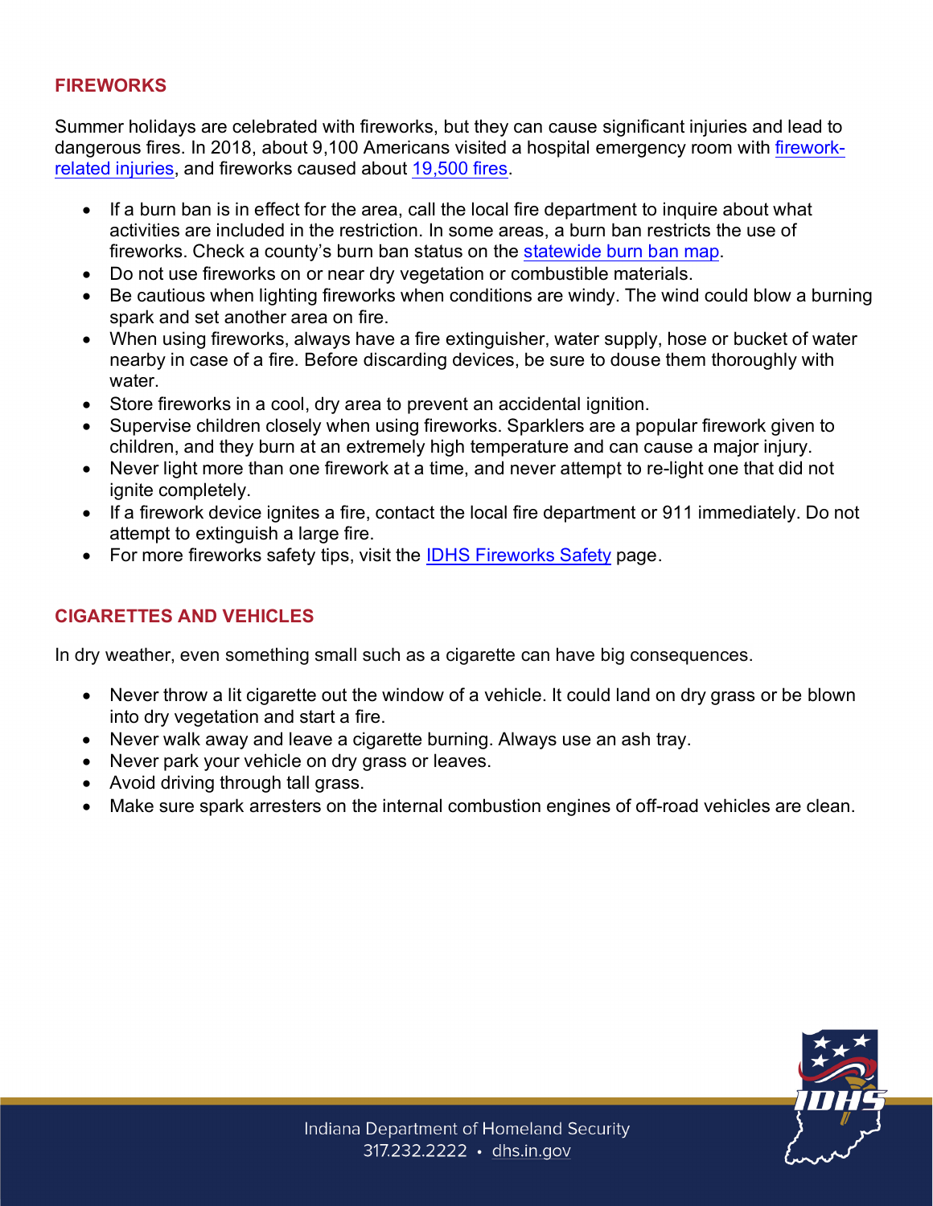## FIREWORKS

Summer holidays are celebrated with fireworks, but they can cause significant injuries and lead to dangerous fires. In 2018, about 9,100 Americans visited a hospital emergency room with firework-related injuries, and fireworks caused about 19,500 fires.

- If a burn ban is in effect for the area, call the local fire department to inquire about what activities are included in the restriction. In some areas, a burn ban restricts the use of fireworks. Check a county's burn ban status on the statewide burn ban map.
- Do not use fireworks on or near dry vegetation or combustible materials.
- Be cautious when lighting fireworks when conditions are windy. The wind could blow a burning spark and set another area on fire.
- When using fireworks, always have a fire extinguisher, water supply, hose or bucket of water nearby in case of a fire. Before discarding devices, be sure to douse them thoroughly with water.
- Store fireworks in a cool, dry area to prevent an accidental ignition.
- Supervise children closely when using fireworks. Sparklers are a popular firework given to children, and they burn at an extremely high temperature and can cause a major injury.
- Never light more than one firework at a time, and never attempt to re-light one that did not ignite completely.
- If a firework device ignites a fire, contact the local fire department or 911 immediately. Do not attempt to extinguish a large fire.
- For more fireworks safety tips, visit the IDHS Fireworks Safety page.

## CIGARETTES AND VEHICLES

In dry weather, even something small such as a cigarette can have big consequences.

- Never throw a lit cigarette out the window of a vehicle. It could land on dry grass or be blown into dry vegetation and start a fire.
- Never walk away and leave a cigarette burning. Always use an ash tray.
- Never park your vehicle on dry grass or leaves.
- Avoid driving through tall grass.
- Make sure spark arresters on the internal combustion engines of off-road vehicles are clean.